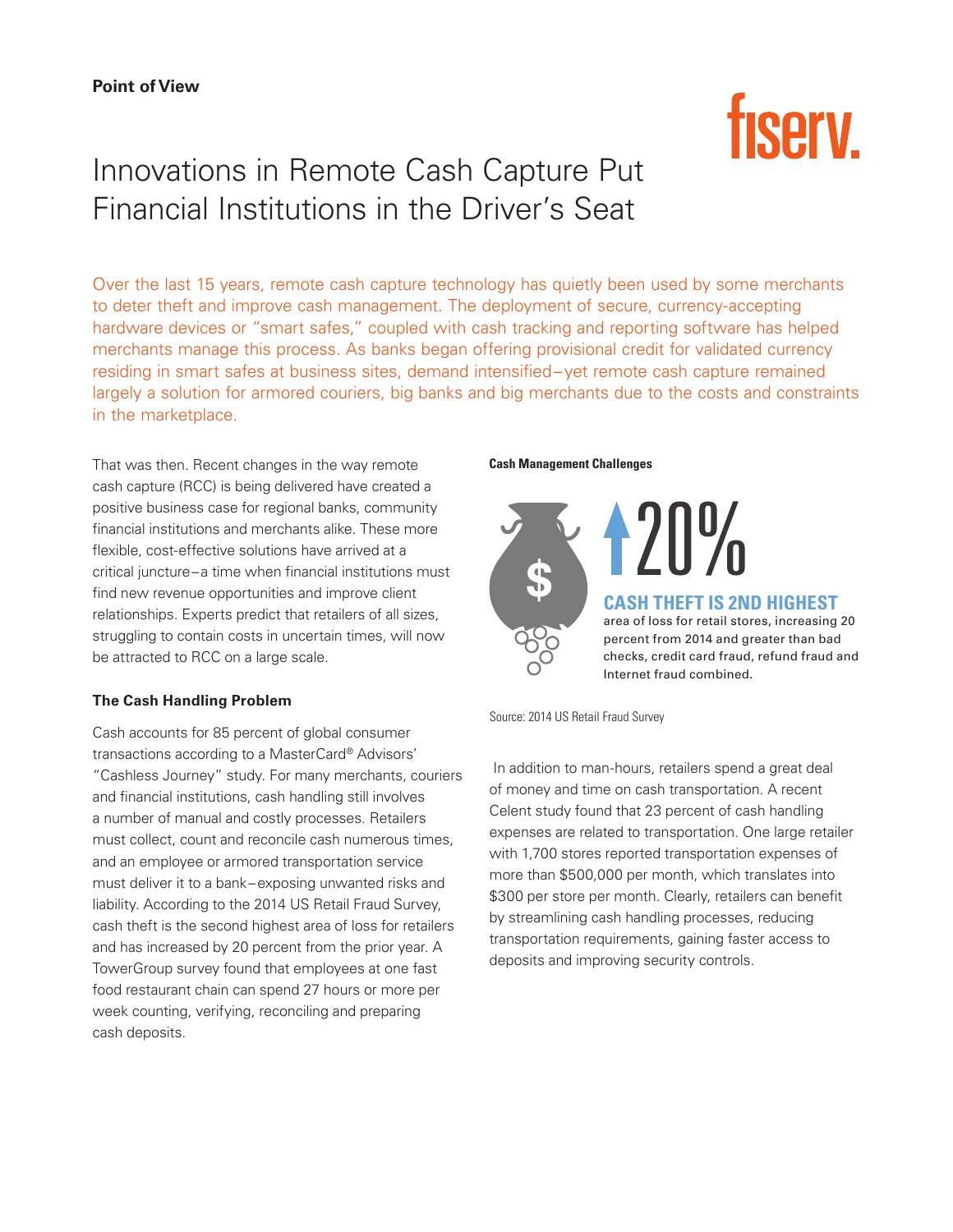**Point of View**

# Innovations in Remote Cash Capture Put Financial Institutions in the Driver's Seat

Over the last 15 years, remote cash capture technology has quietly been used by some merchants to deter theft and improve cash management. The deployment of secure, currency-accepting hardware devices or "smart safes," coupled with cash tracking and reporting software has helped merchants manage this process. As banks began offering provisional credit for validated currency residing in smart safes at business sites, demand intensified–yet remote cash capture remained largely a solution for armored couriers, big banks and big merchants due to the costs and constraints in the marketplace.

That was then. Recent changes in the way remote cash capture (RCC) is being delivered have created a positive business case for regional banks, community financial institutions and merchants alike. These more flexible, cost-effective solutions have arrived at a critical juncture–a time when financial institutions must find new revenue opportunities and improve client relationships. Experts predict that retailers of all sizes, struggling to contain costs in uncertain times, will now be attracted to RCC on a large scale.

## The Cash Handling Problem

Cash accounts for 85 percent of global consumer transactions according to a MasterCard® Advisors' "Cashless Journey" study. For many merchants, couriers and financial institutions, cash handling still involves a number of manual and costly processes. Retailers must collect, count and reconcile cash numerous times, and an employee or armored transportation service must deliver it to a bank–exposing unwanted risks and liability. According to the 2014 US Retail Fraud Survey, cash theft is the second highest area of loss for retailers and has increased by 20 percent from the prior year. A TowerGroup survey found that employees at one fast food restaurant chain can spend 27 hours or more per week counting, verifying, reconciling and preparing cash deposits.

**Cash Management Challenges**

↑20%

**CASH THEFT IS 2ND HIGHEST** area of loss for retail stores, increasing 20 percent from 2014 and greater than bad checks, credit card fraud, refund fraud and Internet fraud combined.

Source: 2014 US Retail Fraud Survey

In addition to man-hours, retailers spend a great deal of money and time on cash transportation. A recent Celent study found that 23 percent of cash handling expenses are related to transportation. One large retailer with 1,700 stores reported transportation expenses of more than $500,000 per month, which translates into $300 per store per month. Clearly, retailers can benefit by streamlining cash handling processes, reducing transportation requirements, gaining faster access to deposits and improving security controls.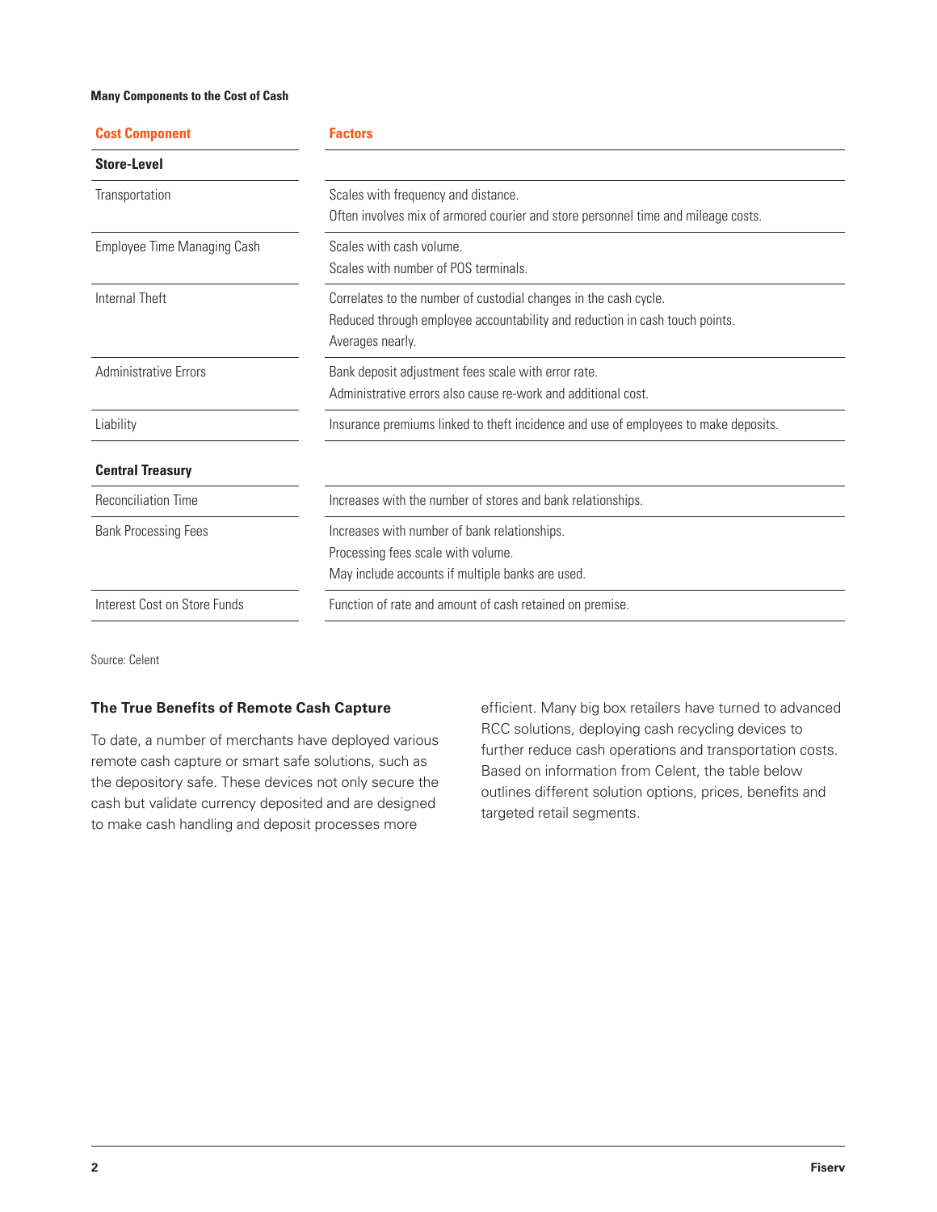**Many Components to the Cost of Cash**

| Cost Component | Factors |
| --- | --- |
| **Store-Level** | |
| Transportation | Scales with frequency and distance.<br>Often involves mix of armored courier and store personnel time and mileage costs. |
| Employee Time Managing Cash | Scales with cash volume.<br>Scales with number of POS terminals. |
| Internal Theft | Correlates to the number of custodial changes in the cash cycle.<br>Reduced through employee accountability and reduction in cash touch points.<br>Averages nearly. |
| Administrative Errors | Bank deposit adjustment fees scale with error rate.<br>Administrative errors also cause re-work and additional cost. |
| Liability | Insurance premiums linked to theft incidence and use of employees to make deposits. |
| **Central Treasury** | |
| Reconciliation Time | Increases with the number of stores and bank relationships. |
| Bank Processing Fees | Increases with number of bank relationships.<br>Processing fees scale with volume.<br>May include accounts if multiple banks are used. |
| Interest Cost on Store Funds | Function of rate and amount of cash retained on premise. |

Source: Celent

### The True Benefits of Remote Cash Capture

To date, a number of merchants have deployed various remote cash capture or smart safe solutions, such as the depository safe. These devices not only secure the cash but validate currency deposited and are designed to make cash handling and deposit processes more efficient. Many big box retailers have turned to advanced RCC solutions, deploying cash recycling devices to further reduce cash operations and transportation costs. Based on information from Celent, the table below outlines different solution options, prices, benefits and targeted retail segments.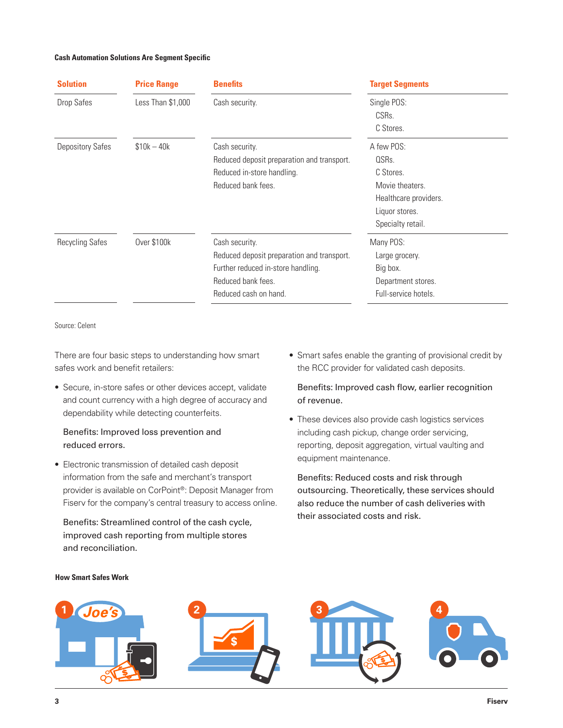**Cash Automation Solutions Are Segment Specific**

| Solution | Price Range | Benefits | Target Segments |
|---|---|---|---|
| Drop Safes | Less Than $1,000 | Cash security. | Single POS:<br>CSRs.<br>C Stores. |
| Depository Safes | $10k – 40k | Cash security.<br>Reduced deposit preparation and transport.<br>Reduced in-store handling.<br>Reduced bank fees. | A few POS:<br>QSRs.<br>C Stores.<br>Movie theaters.<br>Healthcare providers.<br>Liquor stores.<br>Specialty retail. |
| Recycling Safes | Over $100k | Cash security.<br>Reduced deposit preparation and transport.<br>Further reduced in-store handling.<br>Reduced bank fees.<br>Reduced cash on hand. | Many POS:<br>Large grocery.<br>Big box.<br>Department stores.<br>Full-service hotels. |

Source: Celent

There are four basic steps to understanding how smart safes work and benefit retailers:

- Secure, in-store safes or other devices accept, validate and count currency with a high degree of accuracy and dependability while detecting counterfeits.

  Benefits: Improved loss prevention and reduced errors.

- Electronic transmission of detailed cash deposit information from the safe and merchant's transport provider is available on CorPoint®: Deposit Manager from Fiserv for the company's central treasury to access online.

  Benefits: Streamlined control of the cash cycle, improved cash reporting from multiple stores and reconciliation.

- Smart safes enable the granting of provisional credit by the RCC provider for validated cash deposits.

  Benefits: Improved cash flow, earlier recognition of revenue.

- These devices also provide cash logistics services including cash pickup, change order servicing, reporting, deposit aggregation, virtual vaulting and equipment maintenance.

  Benefits: Reduced costs and risk through outsourcing. Theoretically, these services should also reduce the number of cash deliveries with their associated costs and risk.

**How Smart Safes Work**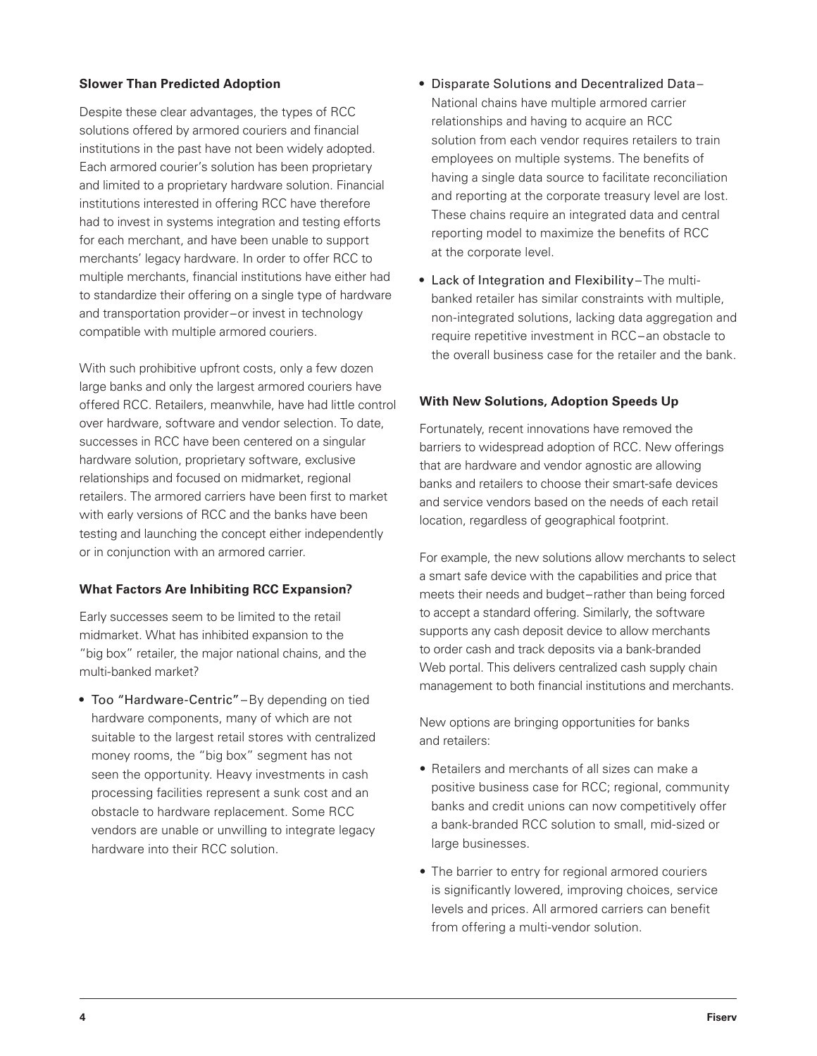### Slower Than Predicted Adoption

Despite these clear advantages, the types of RCC solutions offered by armored couriers and financial institutions in the past have not been widely adopted. Each armored courier's solution has been proprietary and limited to a proprietary hardware solution. Financial institutions interested in offering RCC have therefore had to invest in systems integration and testing efforts for each merchant, and have been unable to support merchants' legacy hardware. In order to offer RCC to multiple merchants, financial institutions have either had to standardize their offering on a single type of hardware and transportation provider–or invest in technology compatible with multiple armored couriers.

With such prohibitive upfront costs, only a few dozen large banks and only the largest armored couriers have offered RCC. Retailers, meanwhile, have had little control over hardware, software and vendor selection. To date, successes in RCC have been centered on a singular hardware solution, proprietary software, exclusive relationships and focused on midmarket, regional retailers. The armored carriers have been first to market with early versions of RCC and the banks have been testing and launching the concept either independently or in conjunction with an armored carrier.

### What Factors Are Inhibiting RCC Expansion?

Early successes seem to be limited to the retail midmarket. What has inhibited expansion to the "big box" retailer, the major national chains, and the multi-banked market?

- Too "Hardware-Centric"–By depending on tied hardware components, many of which are not suitable to the largest retail stores with centralized money rooms, the "big box" segment has not seen the opportunity. Heavy investments in cash processing facilities represent a sunk cost and an obstacle to hardware replacement. Some RCC vendors are unable or unwilling to integrate legacy hardware into their RCC solution.
- Disparate Solutions and Decentralized Data–National chains have multiple armored carrier relationships and having to acquire an RCC solution from each vendor requires retailers to train employees on multiple systems. The benefits of having a single data source to facilitate reconciliation and reporting at the corporate treasury level are lost. These chains require an integrated data and central reporting model to maximize the benefits of RCC at the corporate level.
- Lack of Integration and Flexibility–The multi-banked retailer has similar constraints with multiple, non-integrated solutions, lacking data aggregation and require repetitive investment in RCC–an obstacle to the overall business case for the retailer and the bank.

### With New Solutions, Adoption Speeds Up

Fortunately, recent innovations have removed the barriers to widespread adoption of RCC. New offerings that are hardware and vendor agnostic are allowing banks and retailers to choose their smart-safe devices and service vendors based on the needs of each retail location, regardless of geographical footprint.

For example, the new solutions allow merchants to select a smart safe device with the capabilities and price that meets their needs and budget–rather than being forced to accept a standard offering. Similarly, the software supports any cash deposit device to allow merchants to order cash and track deposits via a bank-branded Web portal. This delivers centralized cash supply chain management to both financial institutions and merchants.

New options are bringing opportunities for banks and retailers:

- Retailers and merchants of all sizes can make a positive business case for RCC; regional, community banks and credit unions can now competitively offer a bank-branded RCC solution to small, mid-sized or large businesses.
- The barrier to entry for regional armored couriers is significantly lowered, improving choices, service levels and prices. All armored carriers can benefit from offering a multi-vendor solution.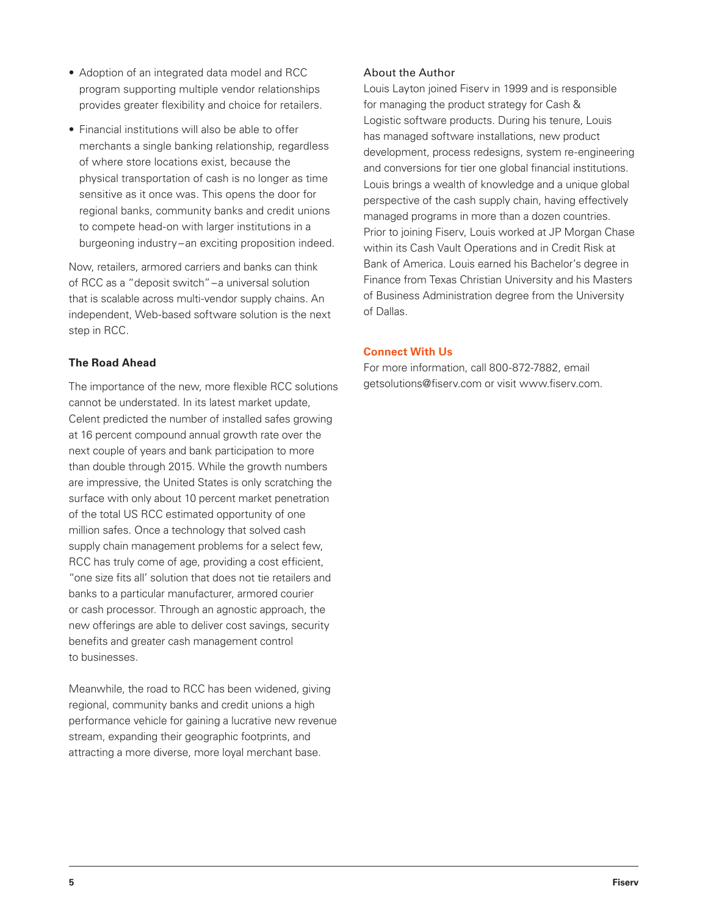- Adoption of an integrated data model and RCC program supporting multiple vendor relationships provides greater flexibility and choice for retailers.
- Financial institutions will also be able to offer merchants a single banking relationship, regardless of where store locations exist, because the physical transportation of cash is no longer as time sensitive as it once was. This opens the door for regional banks, community banks and credit unions to compete head-on with larger institutions in a burgeoning industry – an exciting proposition indeed.

Now, retailers, armored carriers and banks can think of RCC as a "deposit switch" – a universal solution that is scalable across multi-vendor supply chains. An independent, Web-based software solution is the next step in RCC.

### The Road Ahead

The importance of the new, more flexible RCC solutions cannot be understated. In its latest market update, Celent predicted the number of installed safes growing at 16 percent compound annual growth rate over the next couple of years and bank participation to more than double through 2015. While the growth numbers are impressive, the United States is only scratching the surface with only about 10 percent market penetration of the total US RCC estimated opportunity of one million safes. Once a technology that solved cash supply chain management problems for a select few, RCC has truly come of age, providing a cost efficient, "one size fits all' solution that does not tie retailers and banks to a particular manufacturer, armored courier or cash processor. Through an agnostic approach, the new offerings are able to deliver cost savings, security benefits and greater cash management control to businesses.

Meanwhile, the road to RCC has been widened, giving regional, community banks and credit unions a high performance vehicle for gaining a lucrative new revenue stream, expanding their geographic footprints, and attracting a more diverse, more loyal merchant base.

### About the Author

Louis Layton joined Fiserv in 1999 and is responsible for managing the product strategy for Cash & Logistic software products. During his tenure, Louis has managed software installations, new product development, process redesigns, system re-engineering and conversions for tier one global financial institutions. Louis brings a wealth of knowledge and a unique global perspective of the cash supply chain, having effectively managed programs in more than a dozen countries. Prior to joining Fiserv, Louis worked at JP Morgan Chase within its Cash Vault Operations and in Credit Risk at Bank of America. Louis earned his Bachelor's degree in Finance from Texas Christian University and his Masters of Business Administration degree from the University of Dallas.

### Connect With Us

For more information, call 800-872-7882, email getsolutions@fiserv.com or visit www.fiserv.com.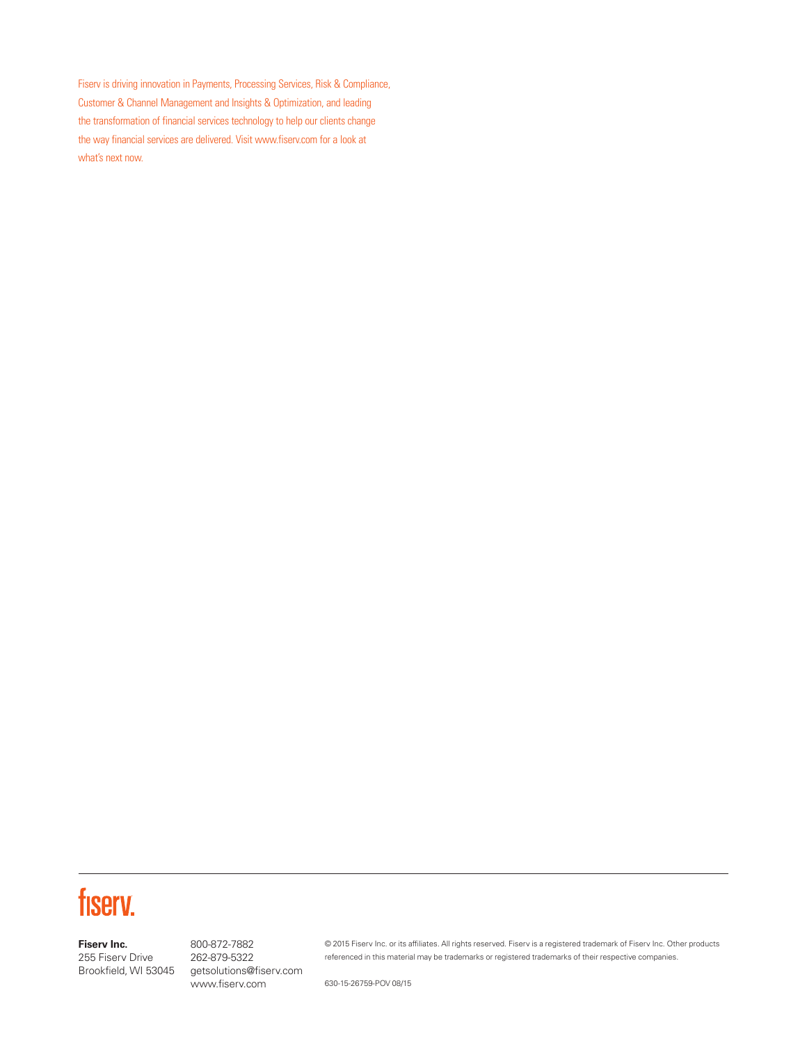Fiserv is driving innovation in Payments, Processing Services, Risk & Compliance, Customer & Channel Management and Insights & Optimization, and leading the transformation of financial services technology to help our clients change the way financial services are delivered. Visit www.fiserv.com for a look at what's next now.

fiserv.

**Fiserv Inc.**
255 Fiserv Drive
Brookfield, WI 53045

800-872-7882
262-879-5322
getsolutions@fiserv.com
www.fiserv.com

© 2015 Fiserv Inc. or its affiliates. All rights reserved. Fiserv is a registered trademark of Fiserv Inc. Other products referenced in this material may be trademarks or registered trademarks of their respective companies.

630-15-26759-POV 08/15